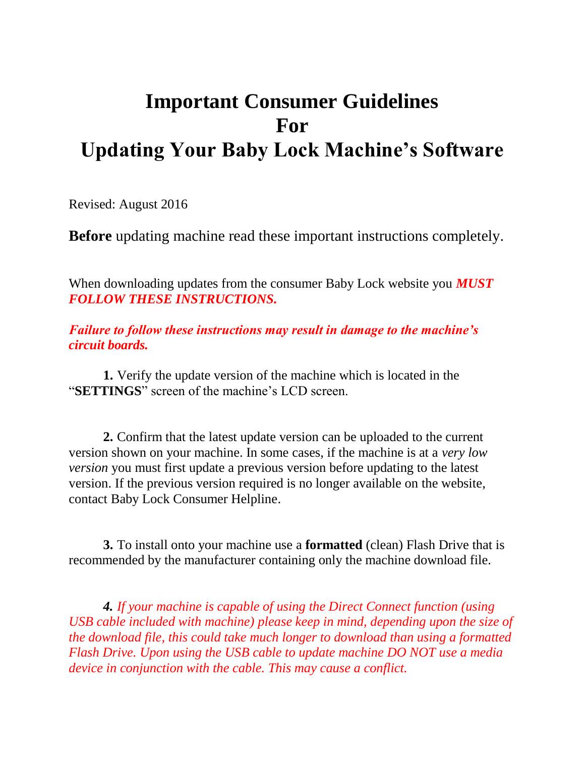# Important Consumer Guidelines For Updating Your Baby Lock Machine's Software

Revised: August 2016

**Before** updating machine read these important instructions completely.

When downloading updates from the consumer Baby Lock website you ***MUST FOLLOW THESE INSTRUCTIONS.***

***Failure to follow these instructions may result in damage to the machine's circuit boards.***

**1.** Verify the update version of the machine which is located in the "**SETTINGS**" screen of the machine's LCD screen.

**2.** Confirm that the latest update version can be uploaded to the current version shown on your machine. In some cases, if the machine is at a *very low version* you must first update a previous version before updating to the latest version. If the previous version required is no longer available on the website, contact Baby Lock Consumer Helpline.

**3.** To install onto your machine use a **formatted** (clean) Flash Drive that is recommended by the manufacturer containing only the machine download file.

***4.*** *If your machine is capable of using the Direct Connect function (using USB cable included with machine) please keep in mind, depending upon the size of the download file, this could take much longer to download than using a formatted Flash Drive. Upon using the USB cable to update machine DO NOT use a media device in conjunction with the cable. This may cause a conflict.*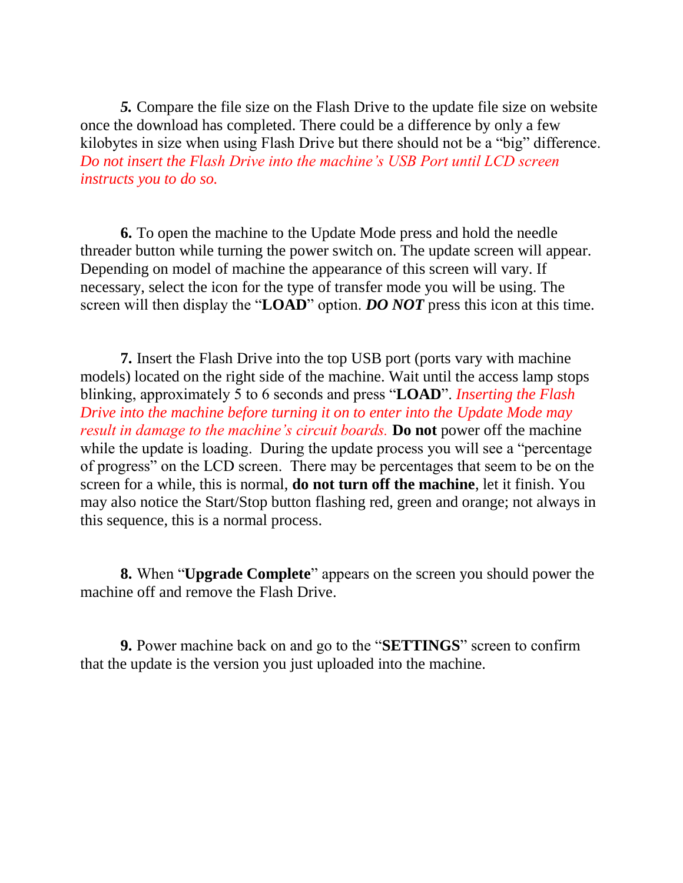***5.*** Compare the file size on the Flash Drive to the update file size on website once the download has completed. There could be a difference by only a few kilobytes in size when using Flash Drive but there should not be a "big" difference. *Do not insert the Flash Drive into the machine's USB Port until LCD screen instructs you to do so.*

**6.** To open the machine to the Update Mode press and hold the needle threader button while turning the power switch on. The update screen will appear. Depending on model of machine the appearance of this screen will vary. If necessary, select the icon for the type of transfer mode you will be using. The screen will then display the "**LOAD**" option. ***DO NOT*** press this icon at this time.

**7.** Insert the Flash Drive into the top USB port (ports vary with machine models) located on the right side of the machine. Wait until the access lamp stops blinking, approximately 5 to 6 seconds and press "**LOAD**". *Inserting the Flash Drive into the machine before turning it on to enter into the Update Mode may result in damage to the machine's circuit boards.* **Do not** power off the machine while the update is loading. During the update process you will see a "percentage of progress" on the LCD screen. There may be percentages that seem to be on the screen for a while, this is normal, **do not turn off the machine**, let it finish. You may also notice the Start/Stop button flashing red, green and orange; not always in this sequence, this is a normal process.

**8.** When "**Upgrade Complete**" appears on the screen you should power the machine off and remove the Flash Drive.

**9.** Power machine back on and go to the "**SETTINGS**" screen to confirm that the update is the version you just uploaded into the machine.